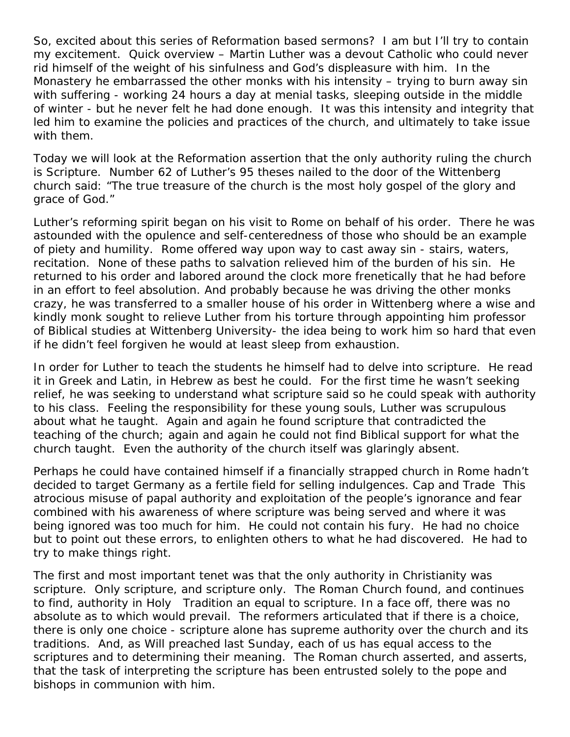So, excited about this series of Reformation based sermons? I am but I'll try to contain my excitement. Quick overview – Martin Luther was a devout Catholic who could never rid himself of the weight of his sinfulness and God's displeasure with him. In the Monastery he embarrassed the other monks with his intensity – trying to burn away sin with suffering - working 24 hours a day at menial tasks, sleeping outside in the middle of winter - but he never felt he had done enough. It was this intensity and integrity that led him to examine the policies and practices of the church, and ultimately to take issue with them.

Today we will look at the Reformation assertion that the only authority ruling the church is Scripture. Number 62 of Luther's 95 theses nailed to the door of the Wittenberg church said: "The true treasure of the church is the most holy gospel of the glory and grace of God."

Luther's reforming spirit began on his visit to Rome on behalf of his order. There he was astounded with the opulence and self-centeredness of those who should be an example of piety and humility. Rome offered way upon way to cast away sin - stairs, waters, recitation. None of these paths to salvation relieved him of the burden of his sin. He returned to his order and labored around the clock more frenetically that he had before in an effort to feel absolution. And probably because he was driving the other monks crazy, he was transferred to a smaller house of his order in Wittenberg where a wise and kindly monk sought to relieve Luther from his torture through appointing him professor of Biblical studies at Wittenberg University- the idea being to work him so hard that even if he didn't feel forgiven he would at least sleep from exhaustion.

In order for Luther to teach the students he himself had to delve into scripture. He read it in Greek and Latin, in Hebrew as best he could. For the first time he wasn't seeking relief, he was seeking to understand what scripture said so he could speak with authority to his class. Feeling the responsibility for these young souls, Luther was scrupulous about what he taught. Again and again he found scripture that contradicted the teaching of the church; again and again he could not find Biblical support for what the church taught. Even the authority of the church itself was glaringly absent.

Perhaps he could have contained himself if a financially strapped church in Rome hadn't decided to target Germany as a fertile field for selling indulgences. Cap and Trade This atrocious misuse of papal authority and exploitation of the people's ignorance and fear combined with his awareness of where scripture was being served and where it was being ignored was too much for him. He could not contain his fury. He had no choice but to point out these errors, to enlighten others to what he had discovered. He had to try to make things right.

The first and most important tenet was that the only authority in Christianity was scripture. Only scripture, and scripture only. The Roman Church found, and continues to find, authority in Holy Tradition an equal to scripture. In a face off, there was no absolute as to which would prevail. The reformers articulated that if there is a choice, there is only one choice - scripture alone has supreme authority over the church and its traditions. And, as Will preached last Sunday, each of us has equal access to the scriptures and to determining their meaning. The Roman church asserted, and asserts, that the task of interpreting the scripture has been entrusted solely to the pope and bishops in communion with him.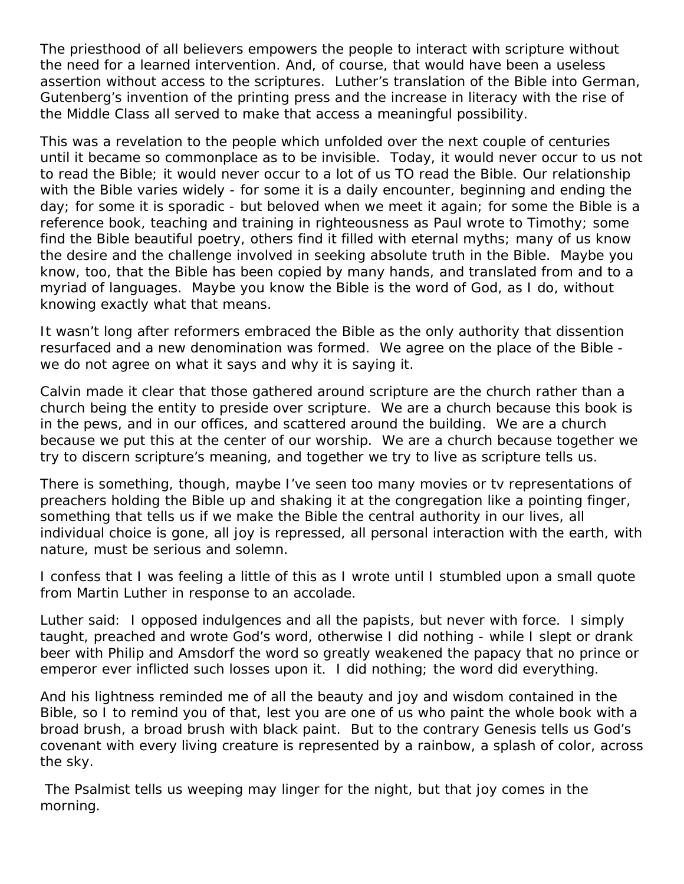The priesthood of all believers empowers the people to interact with scripture without the need for a learned intervention. And, of course, that would have been a useless assertion without access to the scriptures. Luther's translation of the Bible into German, Gutenberg's invention of the printing press and the increase in literacy with the rise of the Middle Class all served to make that access a meaningful possibility.

This was a revelation to the people which unfolded over the next couple of centuries until it became so commonplace as to be invisible. Today, it would never occur to us not to read the Bible; it would never occur to a lot of us TO read the Bible. Our relationship with the Bible varies widely - for some it is a daily encounter, beginning and ending the day; for some it is sporadic - but beloved when we meet it again; for some the Bible is a reference book, teaching and training in righteousness as Paul wrote to Timothy; some find the Bible beautiful poetry, others find it filled with eternal myths; many of us know the desire and the challenge involved in seeking absolute truth in the Bible. Maybe you know, too, that the Bible has been copied by many hands, and translated from and to a myriad of languages. Maybe you know the Bible is the word of God, as I do, without knowing exactly what that means.

It wasn't long after reformers embraced the Bible as the only authority that dissention resurfaced and a new denomination was formed. We agree on the place of the Bible - we do not agree on what it says and why it is saying it.

Calvin made it clear that those gathered around scripture are the church rather than a church being the entity to preside over scripture. We are a church because this book is in the pews, and in our offices, and scattered around the building. We are a church because we put this at the center of our worship. We are a church because together we try to discern scripture's meaning, and together we try to live as scripture tells us.

There is something, though, maybe I've seen too many movies or tv representations of preachers holding the Bible up and shaking it at the congregation like a pointing finger, something that tells us if we make the Bible the central authority in our lives, all individual choice is gone, all joy is repressed, all personal interaction with the earth, with nature, must be serious and solemn.

I confess that I was feeling a little of this as I wrote until I stumbled upon a small quote from Martin Luther in response to an accolade.

Luther said: I opposed indulgences and all the papists, but never with force. I simply taught, preached and wrote God's word, otherwise I did nothing - while I slept or drank beer with Philip and Amsdorf the word so greatly weakened the papacy that no prince or emperor ever inflicted such losses upon it. I did nothing; the word did everything.

And his lightness reminded me of all the beauty and joy and wisdom contained in the Bible, so I to remind you of that, lest you are one of us who paint the whole book with a broad brush, a broad brush with black paint. But to the contrary Genesis tells us God's covenant with every living creature is represented by a rainbow, a splash of color, across the sky.

The Psalmist tells us weeping may linger for the night, but that joy comes in the morning.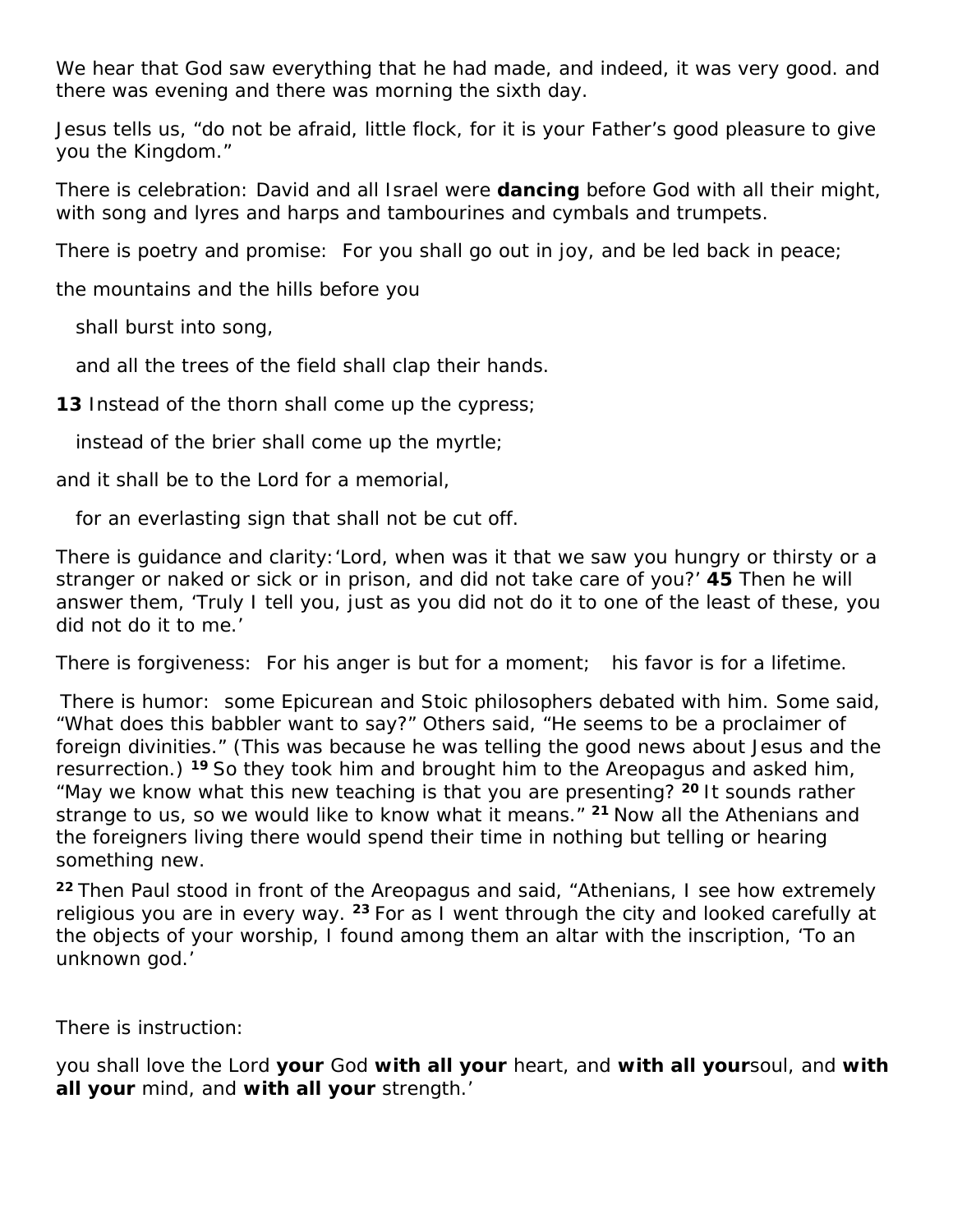We hear that God saw everything that he had made, and indeed, it was very good. and there was evening and there was morning the sixth day.

Jesus tells us, "do not be afraid, little flock, for it is your Father's good pleasure to give you the Kingdom."

There is celebration: David and all Israel were **dancing** before God with all their might, with song and lyres and harps and tambourines and cymbals and trumpets.

There is poetry and promise: For you shall go out in joy, and be led back in peace;

the mountains and the hills before you

shall burst into song,

and all the trees of the field shall clap their hands.

**13** Instead of the thorn shall come up the cypress;

instead of the brier shall come up the myrtle;

and it shall be to the Lord for a memorial,

for an everlasting sign that shall not be cut off.

There is guidance and clarity: 'Lord, when was it that we saw you hungry or thirsty or a stranger or naked or sick or in prison, and did not take care of you?' **45** Then he will answer them, 'Truly I tell you, just as you did not do it to one of the least of these, you did not do it to me.'

There is forgiveness: For his anger is but for a moment; his favor is for a lifetime.

There is humor: some Epicurean and Stoic philosophers debated with him. Some said, "What does this babbler want to say?" Others said, "He seems to be a proclaimer of foreign divinities." (This was because he was telling the good news about Jesus and the resurrection.) **19** So they took him and brought him to the Areopagus and asked him, "May we know what this new teaching is that you are presenting? **20** It sounds rather strange to us, so we would like to know what it means." **21** Now all the Athenians and the foreigners living there would spend their time in nothing but telling or hearing something new.

**22** Then Paul stood in front of the Areopagus and said, "Athenians, I see how extremely religious you are in every way. **23** For as I went through the city and looked carefully at the objects of your worship, I found among them an altar with the inscription, 'To an unknown god.'

There is instruction:

you shall love the Lord **your** God **with all your** heart, and **with all your**soul, and **with all your** mind, and **with all your** strength.'